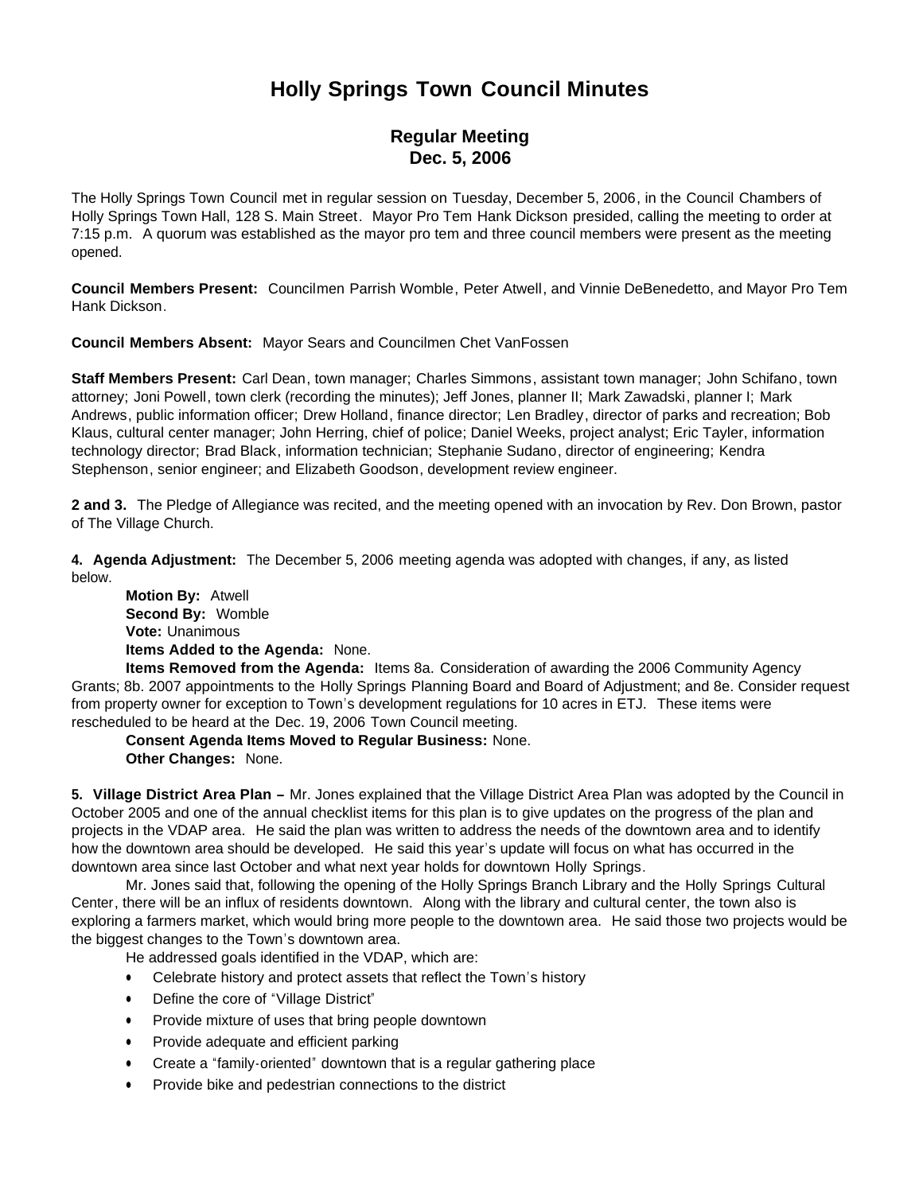# Holly Springs Town Council Minutes

## Regular Meeting
## Dec. 5, 2006

The Holly Springs Town Council met in regular session on Tuesday, December 5, 2006, in the Council Chambers of Holly Springs Town Hall, 128 S. Main Street. Mayor Pro Tem Hank Dickson presided, calling the meeting to order at 7:15 p.m. A quorum was established as the mayor pro tem and three council members were present as the meeting opened.

**Council Members Present:** Councilmen Parrish Womble, Peter Atwell, and Vinnie DeBenedetto, and Mayor Pro Tem Hank Dickson.

**Council Members Absent:** Mayor Sears and Councilmen Chet VanFossen

**Staff Members Present:** Carl Dean, town manager; Charles Simmons, assistant town manager; John Schifano, town attorney; Joni Powell, town clerk (recording the minutes); Jeff Jones, planner II; Mark Zawadski, planner I; Mark Andrews, public information officer; Drew Holland, finance director; Len Bradley, director of parks and recreation; Bob Klaus, cultural center manager; John Herring, chief of police; Daniel Weeks, project analyst; Eric Tayler, information technology director; Brad Black, information technician; Stephanie Sudano, director of engineering; Kendra Stephenson, senior engineer; and Elizabeth Goodson, development review engineer.

**2 and 3.** The Pledge of Allegiance was recited, and the meeting opened with an invocation by Rev. Don Brown, pastor of The Village Church.

**4. Agenda Adjustment:** The December 5, 2006 meeting agenda was adopted with changes, if any, as listed below.

**Motion By:** Atwell
**Second By:** Womble
**Vote:** Unanimous
**Items Added to the Agenda:** None.
**Items Removed from the Agenda:** Items 8a. Consideration of awarding the 2006 Community Agency Grants; 8b. 2007 appointments to the Holly Springs Planning Board and Board of Adjustment; and 8e. Consider request from property owner for exception to Town's development regulations for 10 acres in ETJ. These items were rescheduled to be heard at the Dec. 19, 2006 Town Council meeting.
**Consent Agenda Items Moved to Regular Business:** None.
**Other Changes:** None.

**5. Village District Area Plan –** Mr. Jones explained that the Village District Area Plan was adopted by the Council in October 2005 and one of the annual checklist items for this plan is to give updates on the progress of the plan and projects in the VDAP area. He said the plan was written to address the needs of the downtown area and to identify how the downtown area should be developed. He said this year's update will focus on what has occurred in the downtown area since last October and what next year holds for downtown Holly Springs.

Mr. Jones said that, following the opening of the Holly Springs Branch Library and the Holly Springs Cultural Center, there will be an influx of residents downtown. Along with the library and cultural center, the town also is exploring a farmers market, which would bring more people to the downtown area. He said those two projects would be the biggest changes to the Town's downtown area.

He addressed goals identified in the VDAP, which are:

- Celebrate history and protect assets that reflect the Town's history
- Define the core of "Village District"
- Provide mixture of uses that bring people downtown
- Provide adequate and efficient parking
- Create a "family-oriented" downtown that is a regular gathering place
- Provide bike and pedestrian connections to the district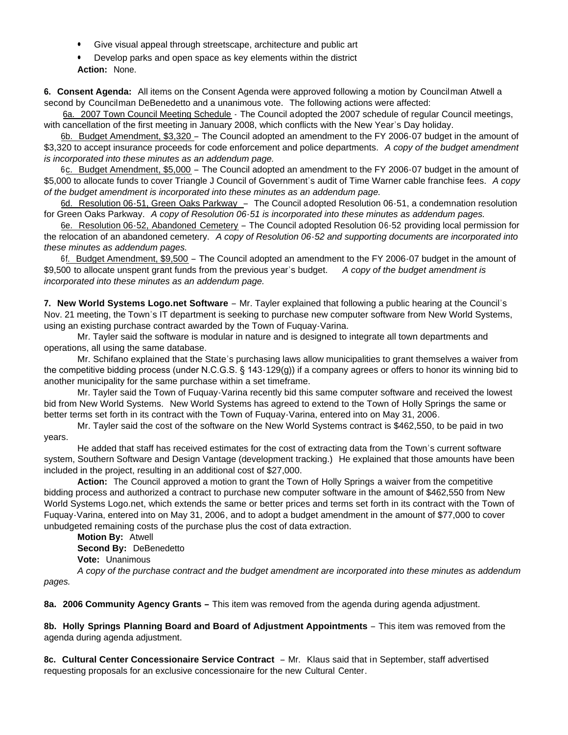- Give visual appeal through streetscape, architecture and public art
- Develop parks and open space as key elements within the district

**Action:** None.

**6. Consent Agenda:** All items on the Consent Agenda were approved following a motion by Councilman Atwell a second by Councilman DeBenedetto and a unanimous vote. The following actions were affected:

6a. 2007 Town Council Meeting Schedule - The Council adopted the 2007 schedule of regular Council meetings, with cancellation of the first meeting in January 2008, which conflicts with the New Year's Day holiday.

6b. Budget Amendment, $3,320 – The Council adopted an amendment to the FY 2006-07 budget in the amount of $3,320 to accept insurance proceeds for code enforcement and police departments. *A copy of the budget amendment is incorporated into these minutes as an addendum page.*

6c. Budget Amendment, $5,000 – The Council adopted an amendment to the FY 2006-07 budget in the amount of $5,000 to allocate funds to cover Triangle J Council of Government's audit of Time Warner cable franchise fees. *A copy of the budget amendment is incorporated into these minutes as an addendum page.*

6d. Resolution 06-51, Green Oaks Parkway – The Council adopted Resolution 06-51, a condemnation resolution for Green Oaks Parkway. *A copy of Resolution 06-51 is incorporated into these minutes as addendum pages.*

6e. Resolution 06-52, Abandoned Cemetery – The Council adopted Resolution 06-52 providing local permission for the relocation of an abandoned cemetery. *A copy of Resolution 06-52 and supporting documents are incorporated into these minutes as addendum pages.*

6f. Budget Amendment, $9,500 – The Council adopted an amendment to the FY 2006-07 budget in the amount of $9,500 to allocate unspent grant funds from the previous year's budget. *A copy of the budget amendment is incorporated into these minutes as an addendum page.*

**7. New World Systems Logo.net Software** – Mr. Tayler explained that following a public hearing at the Council's Nov. 21 meeting, the Town's IT department is seeking to purchase new computer software from New World Systems, using an existing purchase contract awarded by the Town of Fuquay-Varina.

Mr. Tayler said the software is modular in nature and is designed to integrate all town departments and operations, all using the same database.

Mr. Schifano explained that the State's purchasing laws allow municipalities to grant themselves a waiver from the competitive bidding process (under N.C.G.S. § 143-129(g)) if a company agrees or offers to honor its winning bid to another municipality for the same purchase within a set timeframe.

Mr. Tayler said the Town of Fuquay-Varina recently bid this same computer software and received the lowest bid from New World Systems. New World Systems has agreed to extend to the Town of Holly Springs the same or better terms set forth in its contract with the Town of Fuquay-Varina, entered into on May 31, 2006.

Mr. Tayler said the cost of the software on the New World Systems contract is $462,550, to be paid in two years.

He added that staff has received estimates for the cost of extracting data from the Town's current software system, Southern Software and Design Vantage (development tracking.) He explained that those amounts have been included in the project, resulting in an additional cost of $27,000.

**Action:** The Council approved a motion to grant the Town of Holly Springs a waiver from the competitive bidding process and authorized a contract to purchase new computer software in the amount of $462,550 from New World Systems Logo.net, which extends the same or better prices and terms set forth in its contract with the Town of Fuquay-Varina, entered into on May 31, 2006, and to adopt a budget amendment in the amount of $77,000 to cover unbudgeted remaining costs of the purchase plus the cost of data extraction.

**Motion By:** Atwell
**Second By:** DeBenedetto
**Vote:** Unanimous

*A copy of the purchase contract and the budget amendment are incorporated into these minutes as addendum pages.*

**8a. 2006 Community Agency Grants –** This item was removed from the agenda during agenda adjustment.

**8b. Holly Springs Planning Board and Board of Adjustment Appointments** – This item was removed from the agenda during agenda adjustment.

**8c. Cultural Center Concessionaire Service Contract** – Mr. Klaus said that in September, staff advertised requesting proposals for an exclusive concessionaire for the new Cultural Center.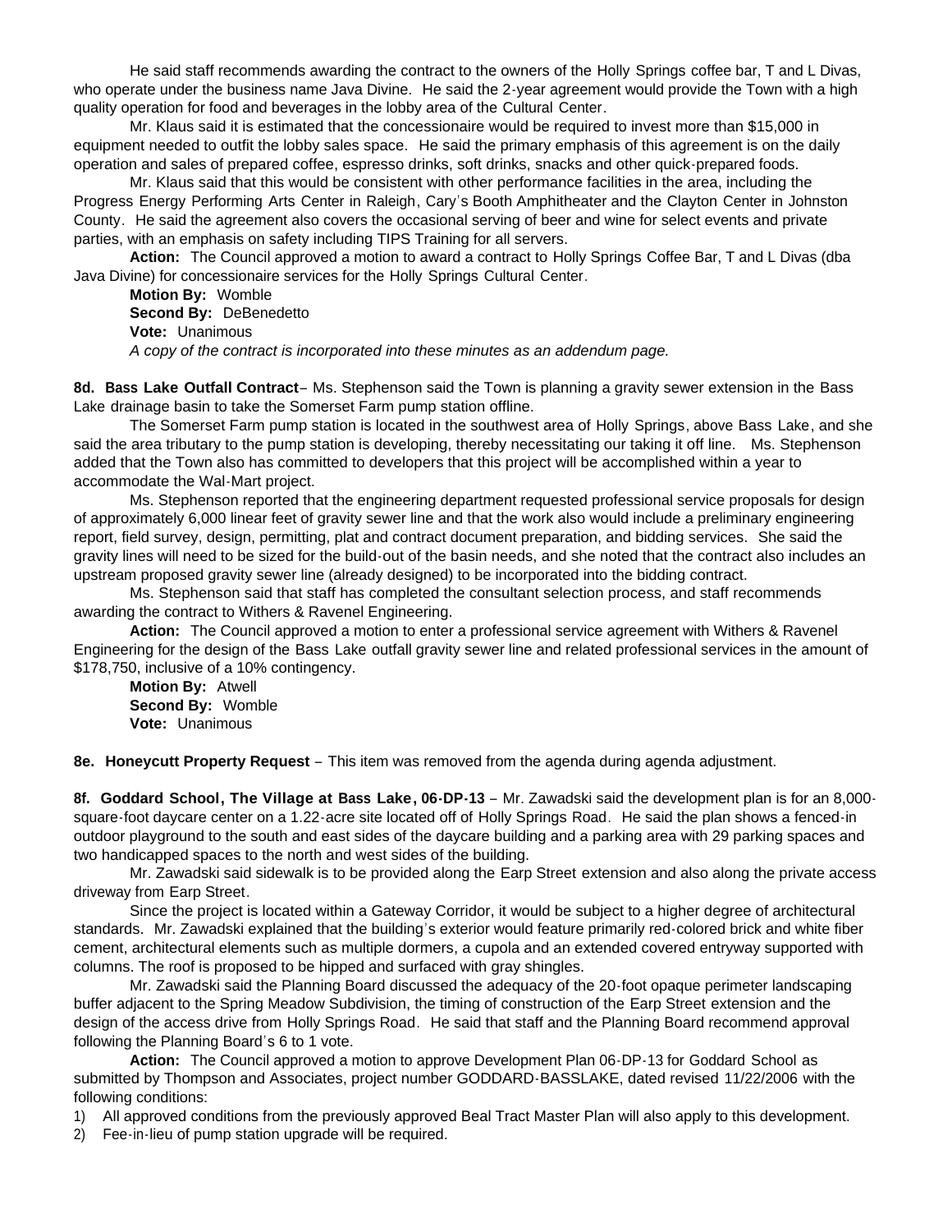He said staff recommends awarding the contract to the owners of the Holly Springs coffee bar, T and L Divas, who operate under the business name Java Divine. He said the 2-year agreement would provide the Town with a high quality operation for food and beverages in the lobby area of the Cultural Center.

Mr. Klaus said it is estimated that the concessionaire would be required to invest more than $15,000 in equipment needed to outfit the lobby sales space. He said the primary emphasis of this agreement is on the daily operation and sales of prepared coffee, espresso drinks, soft drinks, snacks and other quick-prepared foods.

Mr. Klaus said that this would be consistent with other performance facilities in the area, including the Progress Energy Performing Arts Center in Raleigh, Cary's Booth Amphitheater and the Clayton Center in Johnston County. He said the agreement also covers the occasional serving of beer and wine for select events and private parties, with an emphasis on safety including TIPS Training for all servers.

**Action:** The Council approved a motion to award a contract to Holly Springs Coffee Bar, T and L Divas (dba Java Divine) for concessionaire services for the Holly Springs Cultural Center.

**Motion By:** Womble
**Second By:** DeBenedetto
**Vote:** Unanimous
*A copy of the contract is incorporated into these minutes as an addendum page.*

**8d. Bass Lake Outfall Contract**– Ms. Stephenson said the Town is planning a gravity sewer extension in the Bass Lake drainage basin to take the Somerset Farm pump station offline.

The Somerset Farm pump station is located in the southwest area of Holly Springs, above Bass Lake, and she said the area tributary to the pump station is developing, thereby necessitating our taking it off line. Ms. Stephenson added that the Town also has committed to developers that this project will be accomplished within a year to accommodate the Wal-Mart project.

Ms. Stephenson reported that the engineering department requested professional service proposals for design of approximately 6,000 linear feet of gravity sewer line and that the work also would include a preliminary engineering report, field survey, design, permitting, plat and contract document preparation, and bidding services. She said the gravity lines will need to be sized for the build-out of the basin needs, and she noted that the contract also includes an upstream proposed gravity sewer line (already designed) to be incorporated into the bidding contract.

Ms. Stephenson said that staff has completed the consultant selection process, and staff recommends awarding the contract to Withers & Ravenel Engineering.

**Action:** The Council approved a motion to enter a professional service agreement with Withers & Ravenel Engineering for the design of the Bass Lake outfall gravity sewer line and related professional services in the amount of $178,750, inclusive of a 10% contingency.

**Motion By:** Atwell
**Second By:** Womble
**Vote:** Unanimous

**8e. Honeycutt Property Request** – This item was removed from the agenda during agenda adjustment.

**8f. Goddard School, The Village at Bass Lake, 06-DP-13** – Mr. Zawadski said the development plan is for an 8,000-square-foot daycare center on a 1.22-acre site located off of Holly Springs Road. He said the plan shows a fenced-in outdoor playground to the south and east sides of the daycare building and a parking area with 29 parking spaces and two handicapped spaces to the north and west sides of the building.

Mr. Zawadski said sidewalk is to be provided along the Earp Street extension and also along the private access driveway from Earp Street.

Since the project is located within a Gateway Corridor, it would be subject to a higher degree of architectural standards. Mr. Zawadski explained that the building's exterior would feature primarily red-colored brick and white fiber cement, architectural elements such as multiple dormers, a cupola and an extended covered entryway supported with columns. The roof is proposed to be hipped and surfaced with gray shingles.

Mr. Zawadski said the Planning Board discussed the adequacy of the 20-foot opaque perimeter landscaping buffer adjacent to the Spring Meadow Subdivision, the timing of construction of the Earp Street extension and the design of the access drive from Holly Springs Road. He said that staff and the Planning Board recommend approval following the Planning Board's 6 to 1 vote.

**Action:** The Council approved a motion to approve Development Plan 06-DP-13 for Goddard School as submitted by Thompson and Associates, project number GODDARD-BASSLAKE, dated revised 11/22/2006 with the following conditions:

1) All approved conditions from the previously approved Beal Tract Master Plan will also apply to this development.
2) Fee-in-lieu of pump station upgrade will be required.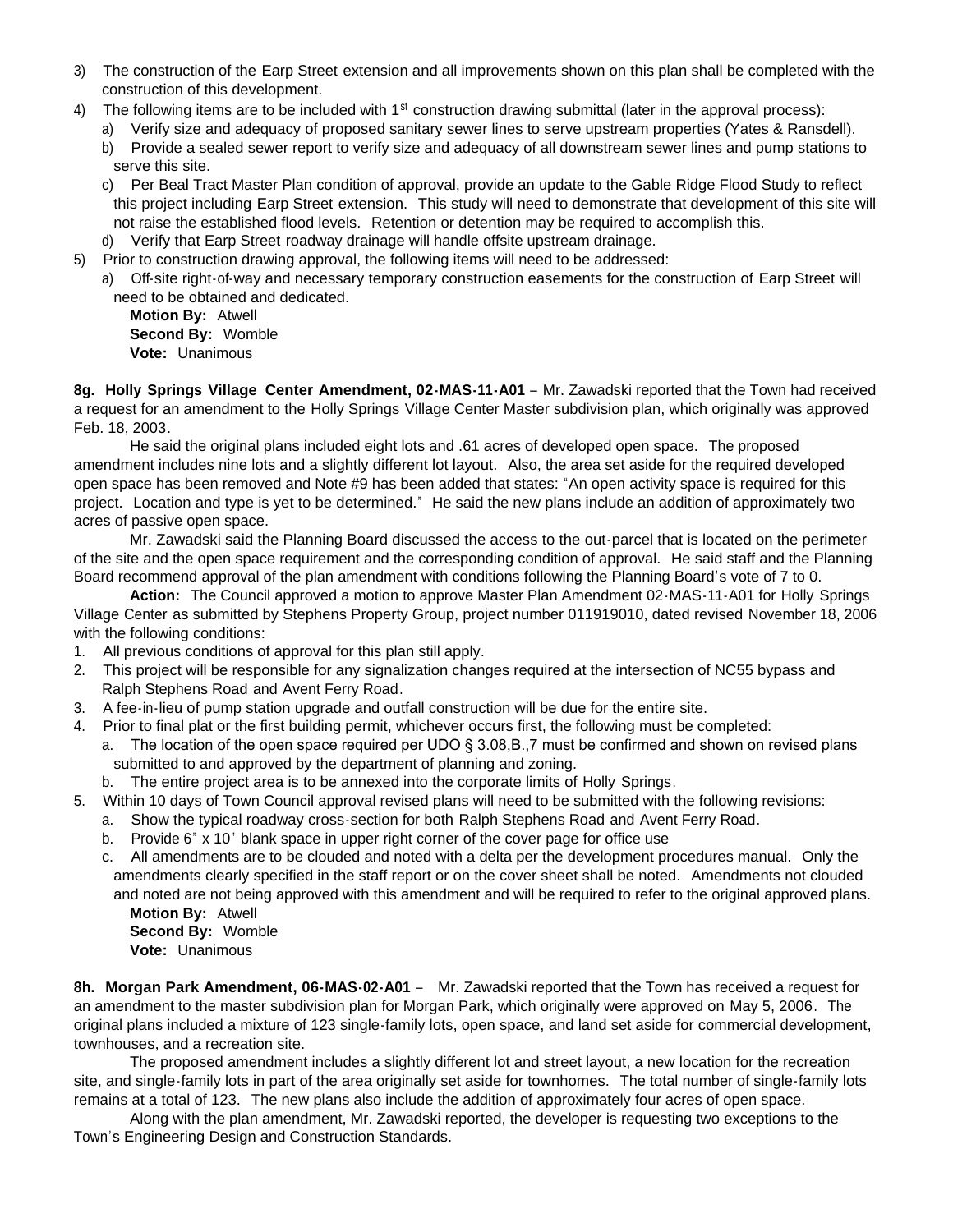3) The construction of the Earp Street extension and all improvements shown on this plan shall be completed with the construction of this development.
4) The following items are to be included with 1st construction drawing submittal (later in the approval process):
   a) Verify size and adequacy of proposed sanitary sewer lines to serve upstream properties (Yates & Ransdell).
   b) Provide a sealed sewer report to verify size and adequacy of all downstream sewer lines and pump stations to serve this site.
   c) Per Beal Tract Master Plan condition of approval, provide an update to the Gable Ridge Flood Study to reflect this project including Earp Street extension. This study will need to demonstrate that development of this site will not raise the established flood levels. Retention or detention may be required to accomplish this.
   d) Verify that Earp Street roadway drainage will handle offsite upstream drainage.
5) Prior to construction drawing approval, the following items will need to be addressed:
   a) Off-site right-of-way and necessary temporary construction easements for the construction of Earp Street will need to be obtained and dedicated.

**Motion By:** Atwell
**Second By:** Womble
**Vote:** Unanimous

**8g. Holly Springs Village Center Amendment, 02-MAS-11-A01** – Mr. Zawadski reported that the Town had received a request for an amendment to the Holly Springs Village Center Master subdivision plan, which originally was approved Feb. 18, 2003.

He said the original plans included eight lots and .61 acres of developed open space. The proposed amendment includes nine lots and a slightly different lot layout. Also, the area set aside for the required developed open space has been removed and Note #9 has been added that states: "An open activity space is required for this project. Location and type is yet to be determined." He said the new plans include an addition of approximately two acres of passive open space.

Mr. Zawadski said the Planning Board discussed the access to the out-parcel that is located on the perimeter of the site and the open space requirement and the corresponding condition of approval. He said staff and the Planning Board recommend approval of the plan amendment with conditions following the Planning Board's vote of 7 to 0.

**Action:** The Council approved a motion to approve Master Plan Amendment 02-MAS-11-A01 for Holly Springs Village Center as submitted by Stephens Property Group, project number 011919010, dated revised November 18, 2006 with the following conditions:

1. All previous conditions of approval for this plan still apply.
2. This project will be responsible for any signalization changes required at the intersection of NC55 bypass and Ralph Stephens Road and Avent Ferry Road.
3. A fee-in-lieu of pump station upgrade and outfall construction will be due for the entire site.
4. Prior to final plat or the first building permit, whichever occurs first, the following must be completed:
   a. The location of the open space required per UDO § 3.08,B.,7 must be confirmed and shown on revised plans submitted to and approved by the department of planning and zoning.
   b. The entire project area is to be annexed into the corporate limits of Holly Springs.
5. Within 10 days of Town Council approval revised plans will need to be submitted with the following revisions:
   a. Show the typical roadway cross-section for both Ralph Stephens Road and Avent Ferry Road.
   b. Provide 6" x 10" blank space in upper right corner of the cover page for office use
   c. All amendments are to be clouded and noted with a delta per the development procedures manual. Only the amendments clearly specified in the staff report or on the cover sheet shall be noted. Amendments not clouded and noted are not being approved with this amendment and will be required to refer to the original approved plans.

**Motion By:** Atwell
**Second By:** Womble
**Vote:** Unanimous

**8h. Morgan Park Amendment, 06-MAS-02-A01** – Mr. Zawadski reported that the Town has received a request for an amendment to the master subdivision plan for Morgan Park, which originally were approved on May 5, 2006. The original plans included a mixture of 123 single-family lots, open space, and land set aside for commercial development, townhouses, and a recreation site.

The proposed amendment includes a slightly different lot and street layout, a new location for the recreation site, and single-family lots in part of the area originally set aside for townhomes. The total number of single-family lots remains at a total of 123. The new plans also include the addition of approximately four acres of open space.

Along with the plan amendment, Mr. Zawadski reported, the developer is requesting two exceptions to the Town's Engineering Design and Construction Standards.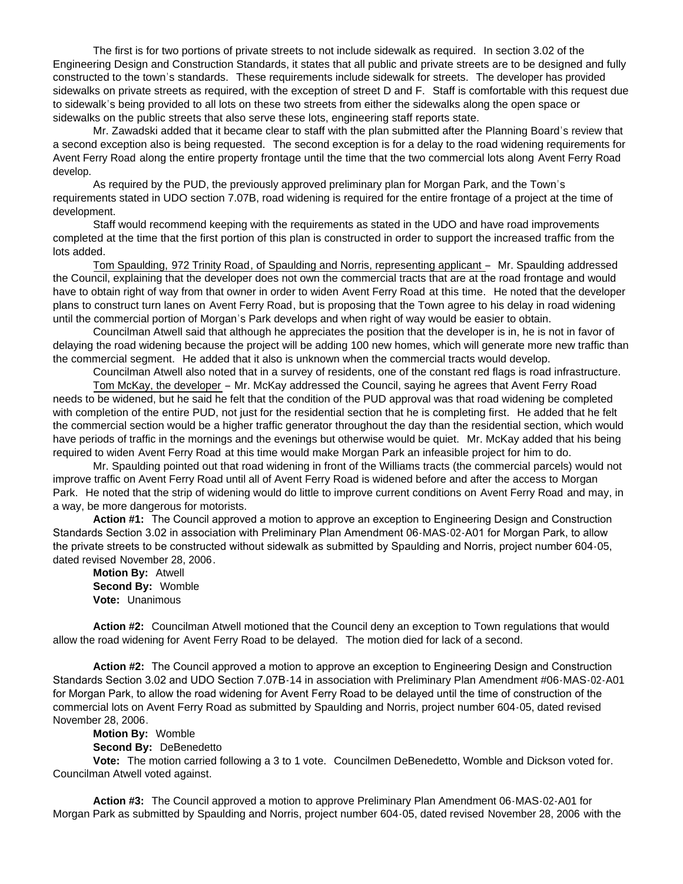The first is for two portions of private streets to not include sidewalk as required. In section 3.02 of the Engineering Design and Construction Standards, it states that all public and private streets are to be designed and fully constructed to the town's standards. These requirements include sidewalk for streets. The developer has provided sidewalks on private streets as required, with the exception of street D and F. Staff is comfortable with this request due to sidewalk's being provided to all lots on these two streets from either the sidewalks along the open space or sidewalks on the public streets that also serve these lots, engineering staff reports state.

Mr. Zawadski added that it became clear to staff with the plan submitted after the Planning Board's review that a second exception also is being requested. The second exception is for a delay to the road widening requirements for Avent Ferry Road along the entire property frontage until the time that the two commercial lots along Avent Ferry Road develop.

As required by the PUD, the previously approved preliminary plan for Morgan Park, and the Town's requirements stated in UDO section 7.07B, road widening is required for the entire frontage of a project at the time of development.

Staff would recommend keeping with the requirements as stated in the UDO and have road improvements completed at the time that the first portion of this plan is constructed in order to support the increased traffic from the lots added.

Tom Spaulding, 972 Trinity Road, of Spaulding and Norris, representing applicant – Mr. Spaulding addressed the Council, explaining that the developer does not own the commercial tracts that are at the road frontage and would have to obtain right of way from that owner in order to widen Avent Ferry Road at this time. He noted that the developer plans to construct turn lanes on Avent Ferry Road, but is proposing that the Town agree to his delay in road widening until the commercial portion of Morgan's Park develops and when right of way would be easier to obtain.

Councilman Atwell said that although he appreciates the position that the developer is in, he is not in favor of delaying the road widening because the project will be adding 100 new homes, which will generate more new traffic than the commercial segment. He added that it also is unknown when the commercial tracts would develop.

Councilman Atwell also noted that in a survey of residents, one of the constant red flags is road infrastructure.

Tom McKay, the developer – Mr. McKay addressed the Council, saying he agrees that Avent Ferry Road needs to be widened, but he said he felt that the condition of the PUD approval was that road widening be completed with completion of the entire PUD, not just for the residential section that he is completing first. He added that he felt the commercial section would be a higher traffic generator throughout the day than the residential section, which would have periods of traffic in the mornings and the evenings but otherwise would be quiet. Mr. McKay added that his being required to widen Avent Ferry Road at this time would make Morgan Park an infeasible project for him to do.

Mr. Spaulding pointed out that road widening in front of the Williams tracts (the commercial parcels) would not improve traffic on Avent Ferry Road until all of Avent Ferry Road is widened before and after the access to Morgan Park. He noted that the strip of widening would do little to improve current conditions on Avent Ferry Road and may, in a way, be more dangerous for motorists.

**Action #1:** The Council approved a motion to approve an exception to Engineering Design and Construction Standards Section 3.02 in association with Preliminary Plan Amendment 06-MAS-02-A01 for Morgan Park, to allow the private streets to be constructed without sidewalk as submitted by Spaulding and Norris, project number 604-05, dated revised November 28, 2006.

**Motion By:** Atwell
**Second By:** Womble
**Vote:** Unanimous

**Action #2:** Councilman Atwell motioned that the Council deny an exception to Town regulations that would allow the road widening for Avent Ferry Road to be delayed. The motion died for lack of a second.

**Action #2:** The Council approved a motion to approve an exception to Engineering Design and Construction Standards Section 3.02 and UDO Section 7.07B-14 in association with Preliminary Plan Amendment #06-MAS-02-A01 for Morgan Park, to allow the road widening for Avent Ferry Road to be delayed until the time of construction of the commercial lots on Avent Ferry Road as submitted by Spaulding and Norris, project number 604-05, dated revised November 28, 2006.

**Motion By:** Womble
**Second By:** DeBenedetto
**Vote:** The motion carried following a 3 to 1 vote. Councilmen DeBenedetto, Womble and Dickson voted for. Councilman Atwell voted against.

**Action #3:** The Council approved a motion to approve Preliminary Plan Amendment 06-MAS-02-A01 for Morgan Park as submitted by Spaulding and Norris, project number 604-05, dated revised November 28, 2006 with the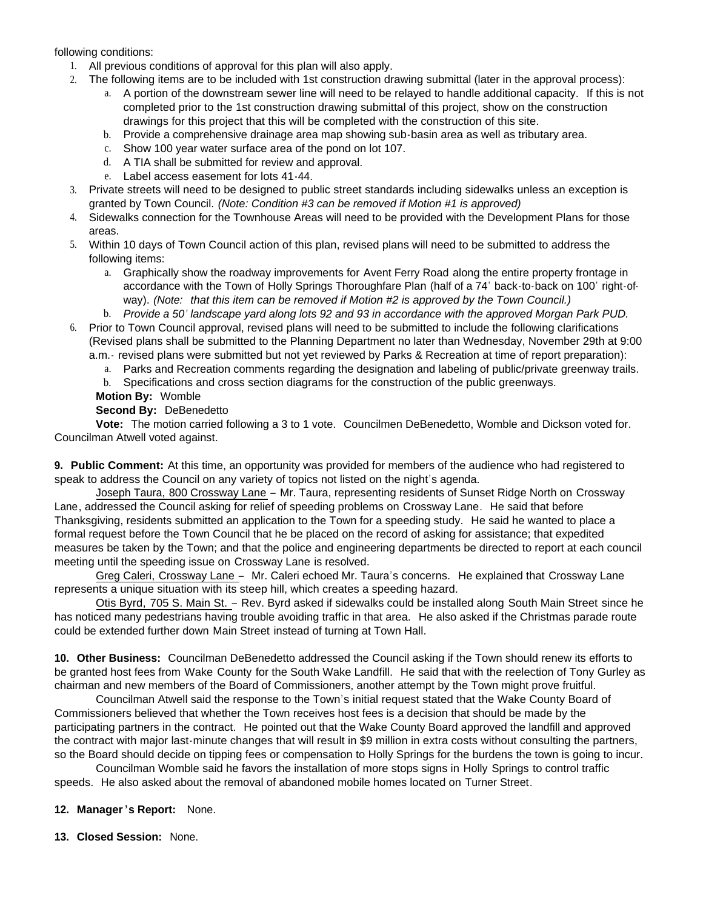following conditions:

1. All previous conditions of approval for this plan will also apply.
2. The following items are to be included with 1st construction drawing submittal (later in the approval process):
   a. A portion of the downstream sewer line will need to be relayed to handle additional capacity. If this is not completed prior to the 1st construction drawing submittal of this project, show on the construction drawings for this project that this will be completed with the construction of this site.
   b. Provide a comprehensive drainage area map showing sub-basin area as well as tributary area.
   c. Show 100 year water surface area of the pond on lot 107.
   d. A TIA shall be submitted for review and approval.
   e. Label access easement for lots 41-44.
3. Private streets will need to be designed to public street standards including sidewalks unless an exception is granted by Town Council. *(Note: Condition #3 can be removed if Motion #1 is approved)*
4. Sidewalks connection for the Townhouse Areas will need to be provided with the Development Plans for those areas.
5. Within 10 days of Town Council action of this plan, revised plans will need to be submitted to address the following items:
   a. Graphically show the roadway improvements for Avent Ferry Road along the entire property frontage in accordance with the Town of Holly Springs Thoroughfare Plan (half of a 74' back-to-back on 100' right-of-way). *(Note: that this item can be removed if Motion #2 is approved by the Town Council.)*
   b. *Provide a 50' landscape yard along lots 92 and 93 in accordance with the approved Morgan Park PUD.*
6. Prior to Town Council approval, revised plans will need to be submitted to include the following clarifications (Revised plans shall be submitted to the Planning Department no later than Wednesday, November 29th at 9:00 a.m.- revised plans were submitted but not yet reviewed by Parks & Recreation at time of report preparation):
   a. Parks and Recreation comments regarding the designation and labeling of public/private greenway trails.
   b. Specifications and cross section diagrams for the construction of the public greenways.

**Motion By:** Womble

**Second By:** DeBenedetto

**Vote:** The motion carried following a 3 to 1 vote. Councilmen DeBenedetto, Womble and Dickson voted for. Councilman Atwell voted against.

**9. Public Comment:** At this time, an opportunity was provided for members of the audience who had registered to speak to address the Council on any variety of topics not listed on the night's agenda.

Joseph Taura, 800 Crossway Lane – Mr. Taura, representing residents of Sunset Ridge North on Crossway Lane, addressed the Council asking for relief of speeding problems on Crossway Lane. He said that before Thanksgiving, residents submitted an application to the Town for a speeding study. He said he wanted to place a formal request before the Town Council that he be placed on the record of asking for assistance; that expedited measures be taken by the Town; and that the police and engineering departments be directed to report at each council meeting until the speeding issue on Crossway Lane is resolved.

Greg Caleri, Crossway Lane – Mr. Caleri echoed Mr. Taura's concerns. He explained that Crossway Lane represents a unique situation with its steep hill, which creates a speeding hazard.

Otis Byrd, 705 S. Main St. – Rev. Byrd asked if sidewalks could be installed along South Main Street since he has noticed many pedestrians having trouble avoiding traffic in that area. He also asked if the Christmas parade route could be extended further down Main Street instead of turning at Town Hall.

**10. Other Business:** Councilman DeBenedetto addressed the Council asking if the Town should renew its efforts to be granted host fees from Wake County for the South Wake Landfill. He said that with the reelection of Tony Gurley as chairman and new members of the Board of Commissioners, another attempt by the Town might prove fruitful.

Councilman Atwell said the response to the Town's initial request stated that the Wake County Board of Commissioners believed that whether the Town receives host fees is a decision that should be made by the participating partners in the contract. He pointed out that the Wake County Board approved the landfill and approved the contract with major last-minute changes that will result in $9 million in extra costs without consulting the partners, so the Board should decide on tipping fees or compensation to Holly Springs for the burdens the town is going to incur.

Councilman Womble said he favors the installation of more stops signs in Holly Springs to control traffic speeds. He also asked about the removal of abandoned mobile homes located on Turner Street.

**12. Manager's Report:** None.

**13. Closed Session:** None.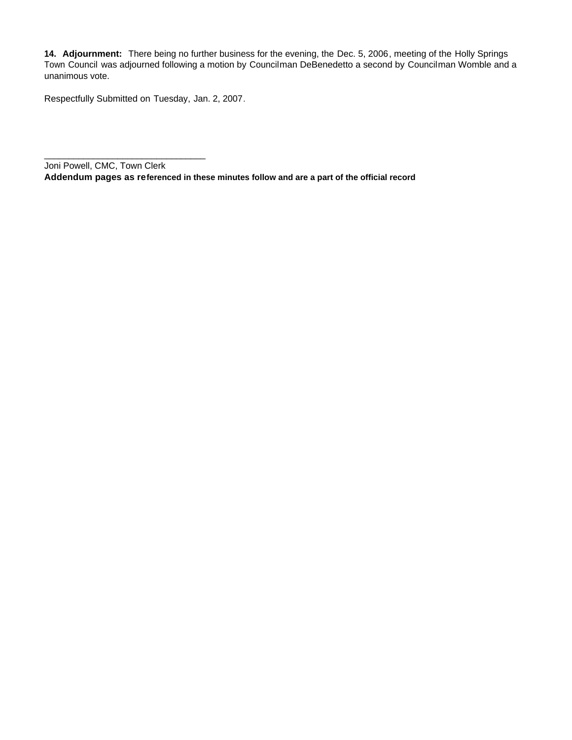**14. Adjournment:** There being no further business for the evening, the Dec. 5, 2006, meeting of the Holly Springs Town Council was adjourned following a motion by Councilman DeBenedetto a second by Councilman Womble and a unanimous vote.

Respectfully Submitted on Tuesday, Jan. 2, 2007.

_______________________________

Joni Powell, CMC, Town Clerk

**Addendum pages as referenced in these minutes follow and are a part of the official record**